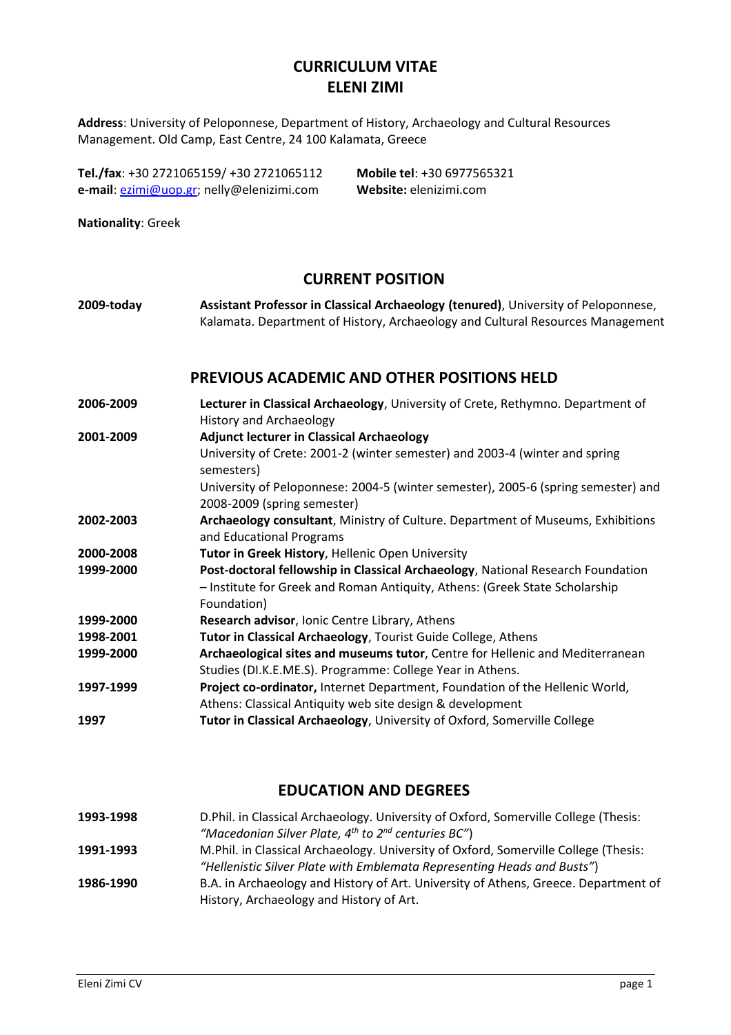# CURRICULUM VITAE
# ELENI ZIMI

**Address**: University of Peloponnese, Department of History, Archaeology and Cultural Resources Management. Old Camp, East Centre, 24 100 Kalamata, Greece

**Tel./fax**: +30 2721065159/ +30 2721065112
**e-mail**: ezimi@uop.gr; nelly@elenizimi.com
**Mobile tel**: +30 6977565321
**Website:** elenizimi.com

**Nationality**: Greek

## CURRENT POSITION

**2009-today** — **Assistant Professor in Classical Archaeology (tenured)**, University of Peloponnese, Kalamata. Department of History, Archaeology and Cultural Resources Management

## PREVIOUS ACADEMIC AND OTHER POSITIONS HELD

**2006-2009** — **Lecturer in Classical Archaeology**, University of Crete, Rethymno. Department of History and Archaeology

**2001-2009** — **Adjunct lecturer in Classical Archaeology**
University of Crete: 2001-2 (winter semester) and 2003-4 (winter and spring semesters)
University of Peloponnese: 2004-5 (winter semester), 2005-6 (spring semester) and 2008-2009 (spring semester)

**2002-2003** — **Archaeology consultant**, Ministry of Culture. Department of Museums, Exhibitions and Educational Programs

**2000-2008** — **Tutor in Greek History**, Hellenic Open University

**1999-2000** — **Post-doctoral fellowship in Classical Archaeology**, National Research Foundation – Institute for Greek and Roman Antiquity, Athens: (Greek State Scholarship Foundation)

**1999-2000** — **Research advisor**, Ionic Centre Library, Athens

**1998-2001** — **Tutor in Classical Archaeology**, Tourist Guide College, Athens

**1999-2000** — **Archaeological sites and museums tutor**, Centre for Hellenic and Mediterranean Studies (DI.K.E.ME.S). Programme: College Year in Athens.

**1997-1999** — **Project co-ordinator,** Internet Department, Foundation of the Hellenic World, Athens: Classical Antiquity web site design & development

**1997** — **Tutor in Classical Archaeology**, University of Oxford, Somerville College

## EDUCATION AND DEGREES

**1993-1998** — D.Phil. in Classical Archaeology. University of Oxford, Somerville College (Thesis: *"Macedonian Silver Plate, 4th to 2nd centuries BC"*)

**1991-1993** — M.Phil. in Classical Archaeology. University of Oxford, Somerville College (Thesis: *"Hellenistic Silver Plate with Emblemata Representing Heads and Busts"*)

**1986-1990** — B.A. in Archaeology and History of Art. University of Athens, Greece. Department of History, Archaeology and History of Art.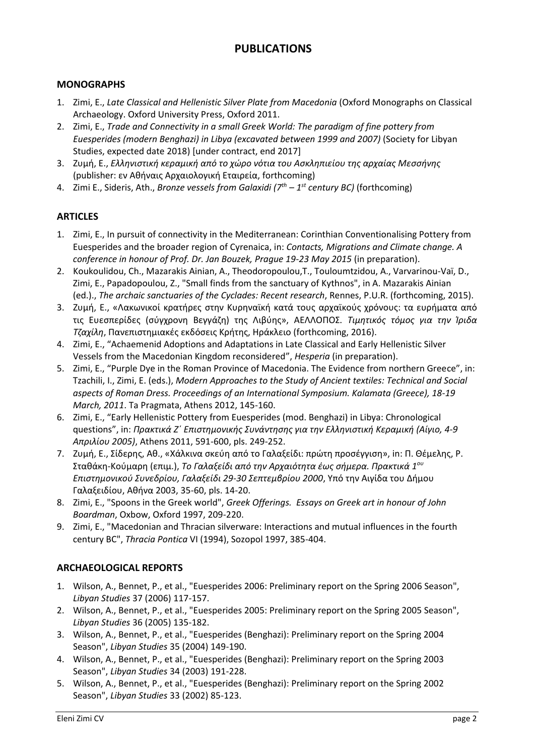# PUBLICATIONS

## MONOGRAPHS

1. Zimi, E., *Late Classical and Hellenistic Silver Plate from Macedonia* (Oxford Monographs on Classical Archaeology. Oxford University Press, Oxford 2011.
2. Zimi, E., *Trade and Connectivity in a small Greek World: The paradigm of fine pottery from Euesperides (modern Benghazi) in Libya (excavated between 1999 and 2007)* (Society for Libyan Studies, expected date 2018) [under contract, end 2017]
3. Ζυμή, Ε., *Ελληνιστική κεραμική από το χώρο νότια του Ασκληπιείου της αρχαίας Μεσσήνης* (publisher: εν Αθήναις Αρχαιολογική Εταιρεία, forthcoming)
4. Zimi E., Sideris, Ath., *Bronze vessels from Galaxidi (7th – 1st century BC)* (forthcoming)

## ARTICLES

1. Zimi, E., In pursuit of connectivity in the Mediterranean: Corinthian Conventionalising Pottery from Euesperides and the broader region of Cyrenaica, in: *Contacts, Migrations and Climate change. A conference in honour of Prof. Dr. Jan Bouzek, Prague 19-23 May 2015* (in preparation).
2. Koukoulidou, Ch., Mazarakis Ainian, A., Theodoropoulou,T., Touloumtzidou, A., Varvarinou-Vaï, D., Zimi, E., Papadopoulou, Z., "Small finds from the sanctuary of Kythnos", in A. Mazarakis Ainian (ed.)., *The archaic sanctuaries of the Cyclades: Recent research*, Rennes, P.U.R. (forthcoming, 2015).
3. Ζυμή, Ε., «Λακωνικοί κρατήρες στην Κυρηναϊκή κατά τους αρχαϊκούς χρόνους: τα ευρήματα από τις Ευεσπερίδες (σύγχρονη Βεγγάζη) της Λιβύης», ΑΕΛΛΟΠΟΣ. *Τιμητικός τόμος για την Ίριδα Τζαχίλη*, Πανεπιστημιακές εκδόσεις Κρήτης, Ηράκλειο (forthcoming, 2016).
4. Zimi, E., "Achaemenid Adoptions and Adaptations in Late Classical and Early Hellenistic Silver Vessels from the Macedonian Kingdom reconsidered", *Hesperia* (in preparation).
5. Zimi, E., "Purple Dye in the Roman Province of Macedonia. The Evidence from northern Greece", in: Tzachili, I., Zimi, E. (eds.), *Modern Approaches to the Study of Ancient textiles: Technical and Social aspects of Roman Dress. Proceedings of an International Symposium. Kalamata (Greece), 18-19 March, 2011*. Ta Pragmata, Athens 2012, 145-160.
6. Zimi, E., "Early Hellenistic Pottery from Euesperides (mod. Benghazi) in Libya: Chronological questions", in: *Πρακτικά Ζ΄ Επιστημονικής Συνάντησης για την Ελληνιστική Κεραμική (Αίγιο, 4-9 Απριλίου 2005)*, Athens 2011, 591-600, pls. 249-252.
7. Ζυμή, Ε., Σίδερης, Αθ., «Χάλκινα σκεύη από το Γαλαξείδι: πρώτη προσέγγιση», in: Π. Θέμελης, Ρ. Σταθάκη-Κούμαρη (επιμ.), *Το Γαλαξείδι από την Αρχαιότητα έως σήμερα. Πρακτικά 1ου Επιστημονικού Συνεδρίου, Γαλαξείδι 29-30 Σεπτεμβρίου 2000*, Υπό την Αιγίδα του Δήμου Γαλαξειδίου, Αθήνα 2003, 35-60, pls. 14-20.
8. Zimi, E., "Spoons in the Greek world", *Greek Offerings. Essays on Greek art in honour of John Boardman*, Oxbow, Oxford 1997, 209-220.
9. Zimi, E., "Macedonian and Thracian silverware: Interactions and mutual influences in the fourth century BC", *Thracia Pontica* VI (1994), Sozopol 1997, 385-404.

## ARCHAEOLOGICAL REPORTS

1. Wilson, A., Bennet, P., et al., "Euesperides 2006: Preliminary report on the Spring 2006 Season", *Libyan Studies* 37 (2006) 117-157.
2. Wilson, A., Bennet, P., et al., "Euesperides 2005: Preliminary report on the Spring 2005 Season", *Libyan Studies* 36 (2005) 135-182.
3. Wilson, A., Bennet, P., et al., "Euesperides (Benghazi): Preliminary report on the Spring 2004 Season", *Libyan Studies* 35 (2004) 149-190.
4. Wilson, A., Bennet, P., et al., "Euesperides (Benghazi): Preliminary report on the Spring 2003 Season", *Libyan Studies* 34 (2003) 191-228.
5. Wilson, A., Bennet, P., et al., "Euesperides (Benghazi): Preliminary report on the Spring 2002 Season", *Libyan Studies* 33 (2002) 85-123.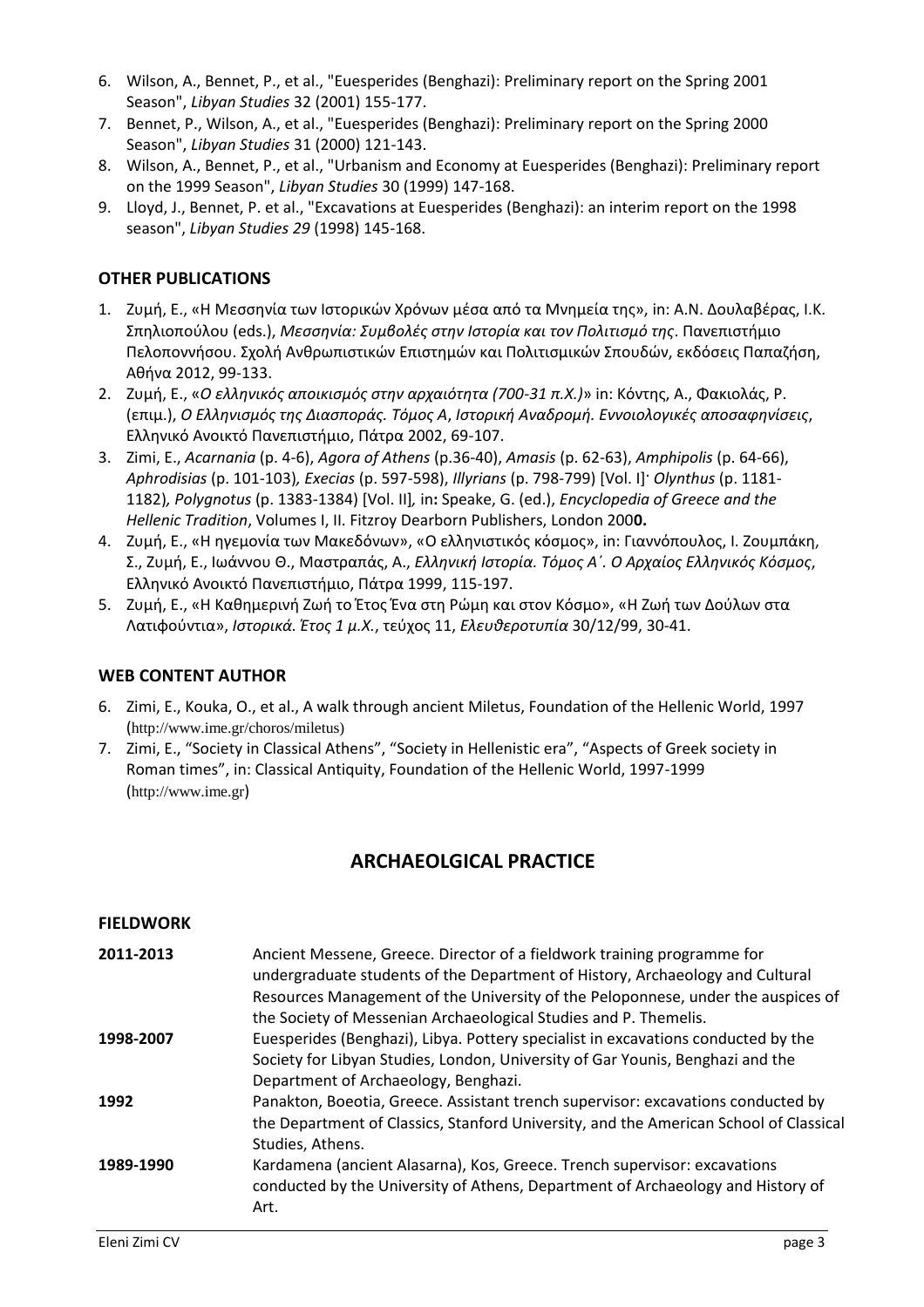6. Wilson, A., Bennet, P., et al., "Euesperides (Benghazi): Preliminary report on the Spring 2001 Season", *Libyan Studies* 32 (2001) 155-177.
7. Bennet, P., Wilson, A., et al., "Euesperides (Benghazi): Preliminary report on the Spring 2000 Season", *Libyan Studies* 31 (2000) 121-143.
8. Wilson, A., Bennet, P., et al., "Urbanism and Economy at Euesperides (Benghazi): Preliminary report on the 1999 Season", *Libyan Studies* 30 (1999) 147-168.
9. Lloyd, J., Bennet, P. et al., "Excavations at Euesperides (Benghazi): an interim report on the 1998 season", *Libyan Studies 29* (1998) 145-168.

### OTHER PUBLICATIONS

1. Ζυμή, Ε., «Η Μεσσηνία των Ιστορικών Χρόνων μέσα από τα Μνημεία της», in: Α.Ν. Δουλαβέρας, Ι.Κ. Σπηλιοπούλου (eds.), *Μεσσηνία: Συμβολές στην Ιστορία και τον Πολιτισμό της*. Πανεπιστήμιο Πελοποννήσου. Σχολή Ανθρωπιστικών Επιστημών και Πολιτισμικών Σπουδών, εκδόσεις Παπαζήση, Αθήνα 2012, 99-133.
2. Ζυμή, Ε., «*Ο ελληνικός αποικισμός στην αρχαιότητα (700-31 π.Χ.)*» in: Κόντης, Α., Φακιολάς, Ρ. (επιμ.), *Ο Ελληνισμός της Διασποράς. Τόμος Α*, *Ιστορική Αναδρομή. Εννοιολογικές αποσαφηνίσεις*, Ελληνικό Ανοικτό Πανεπιστήμιο, Πάτρα 2002, 69-107.
3. Zimi, E., *Acarnania* (p. 4-6), *Agora of Athens* (p.36-40), *Amasis* (p. 62-63), *Amphipolis* (p. 64-66), *Aphrodisias* (p. 101-103), *Execias* (p. 597-598), *Illyrians* (p. 798-799) [Vol. I]· *Olynthus* (p. 1181-1182), *Polygnotus* (p. 1383-1384) [Vol. II], in**:** Speake, G. (ed.), *Encyclopedia of Greece and the Hellenic Tradition*, Volumes I, II. Fitzroy Dearborn Publishers, London 200**0.**
4. Ζυμή, Ε., «Η ηγεμονία των Μακεδόνων», «Ο ελληνιστικός κόσμος», in: Γιαννόπουλος, Ι. Ζουμπάκη, Σ., Ζυμή, Ε., Ιωάννου Θ., Μαστραπάς, Α., *Ελληνική Ιστορία. Τόμος Α΄. Ο Αρχαίος Ελληνικός Κόσμος*, Ελληνικό Ανοικτό Πανεπιστήμιο, Πάτρα 1999, 115-197.
5. Ζυμή, Ε., «Η Καθημερινή Ζωή το Έτος Ένα στη Ρώμη και στον Κόσμο», «Η Ζωή των Δούλων στα Λατιφούντια», *Ιστορικά. Έτος 1 μ.Χ.*, τεύχος 11, *Ελευθεροτυπία* 30/12/99, 30-41.

### WEB CONTENT AUTHOR

6. Zimi, E., Kouka, O., et al., A walk through ancient Miletus, Foundation of the Hellenic World, 1997 (http://www.ime.gr/choros/miletus)
7. Zimi, E., "Society in Classical Athens", "Society in Hellenistic era", "Aspects of Greek society in Roman times", in: Classical Antiquity, Foundation of the Hellenic World, 1997-1999 (http://www.ime.gr)

## ARCHAEOLGICAL PRACTICE

### FIELDWORK

**2011-2013** Ancient Messene, Greece. Director of a fieldwork training programme for undergraduate students of the Department of History, Archaeology and Cultural Resources Management of the University of the Peloponnese, under the auspices of the Society of Messenian Archaeological Studies and P. Themelis.

**1998-2007** Euesperides (Benghazi), Libya. Pottery specialist in excavations conducted by the Society for Libyan Studies, London, University of Gar Younis, Benghazi and the Department of Archaeology, Benghazi.

**1992** Panakton, Boeotia, Greece. Assistant trench supervisor: excavations conducted by the Department of Classics, Stanford University, and the American School of Classical Studies, Athens.

**1989-1990** Kardamena (ancient Alasarna), Kos, Greece. Trench supervisor: excavations conducted by the University of Athens, Department of Archaeology and History of Art.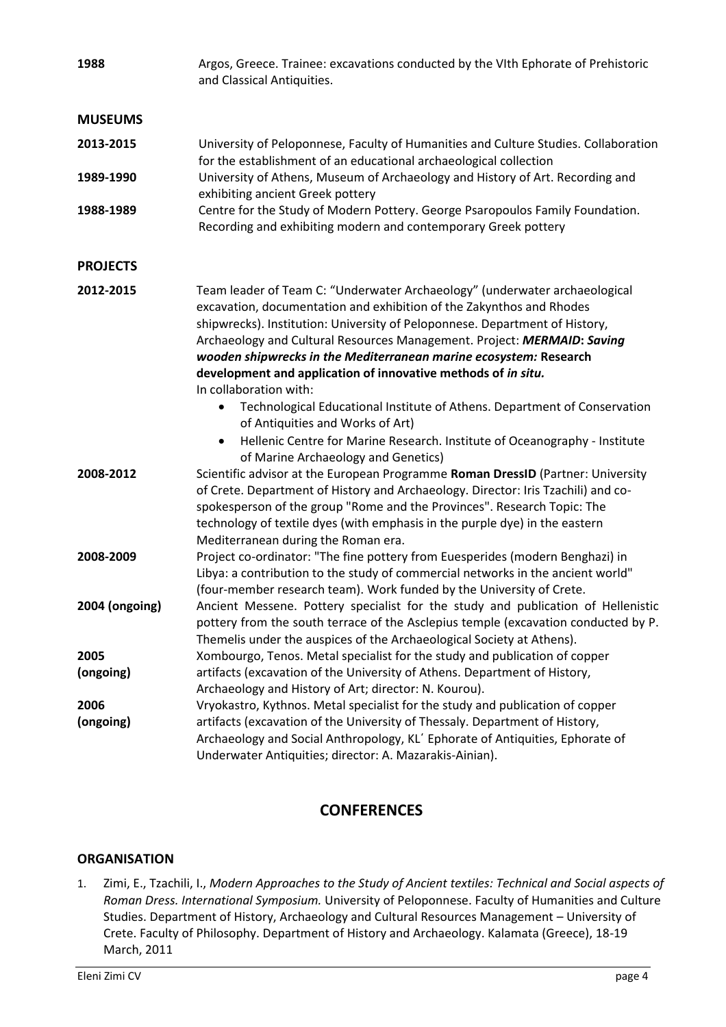**1988** Argos, Greece. Trainee: excavations conducted by the VIth Ephorate of Prehistoric and Classical Antiquities.

### MUSEUMS

**2013-2015** University of Peloponnese, Faculty of Humanities and Culture Studies. Collaboration for the establishment of an educational archaeological collection

**1989-1990** University of Athens, Museum of Archaeology and History of Art. Recording and exhibiting ancient Greek pottery

**1988-1989** Centre for the Study of Modern Pottery. George Psaropoulos Family Foundation. Recording and exhibiting modern and contemporary Greek pottery

### PROJECTS

**2012-2015** Team leader of Team C: "Underwater Archaeology" (underwater archaeological excavation, documentation and exhibition of the Zakynthos and Rhodes shipwrecks). Institution: University of Peloponnese. Department of History, Archaeology and Cultural Resources Management. Project: ***MERMAID*: *Saving wooden shipwrecks in the Mediterranean marine ecosystem:* Research development and application of innovative methods of *in situ.***
In collaboration with:

- Technological Educational Institute of Athens. Department of Conservation of Antiquities and Works of Art)
- Hellenic Centre for Marine Research. Institute of Oceanography - Institute of Marine Archaeology and Genetics)

**2008-2012** Scientific advisor at the European Programme **Roman DressID** (Partner: University of Crete. Department of History and Archaeology. Director: Iris Tzachili) and co-spokesperson of the group "Rome and the Provinces". Research Topic: The technology of textile dyes (with emphasis in the purple dye) in the eastern Mediterranean during the Roman era.

**2008-2009** Project co-ordinator: "The fine pottery from Euesperides (modern Benghazi) in Libya: a contribution to the study of commercial networks in the ancient world" (four-member research team). Work funded by the University of Crete.

**2004 (ongoing)** Ancient Messene. Pottery specialist for the study and publication of Hellenistic pottery from the south terrace of the Asclepius temple (excavation conducted by P. Themelis under the auspices of the Archaeological Society at Athens).

**2005 (ongoing)** Xombourgo, Tenos. Metal specialist for the study and publication of copper artifacts (excavation of the University of Athens. Department of History, Archaeology and History of Art; director: N. Kourou).

**2006 (ongoing)** Vryokastro, Kythnos. Metal specialist for the study and publication of copper artifacts (excavation of the University of Thessaly. Department of History, Archaeology and Social Anthropology, KL΄ Ephorate of Antiquities, Ephorate of Underwater Antiquities; director: A. Mazarakis-Ainian).

## CONFERENCES

### ORGANISATION

1. Zimi, E., Tzachili, I., *Modern Approaches to the Study of Ancient textiles: Technical and Social aspects of Roman Dress. International Symposium.* University of Peloponnese. Faculty of Humanities and Culture Studies. Department of History, Archaeology and Cultural Resources Management – University of Crete. Faculty of Philosophy. Department of History and Archaeology. Kalamata (Greece), 18-19 March, 2011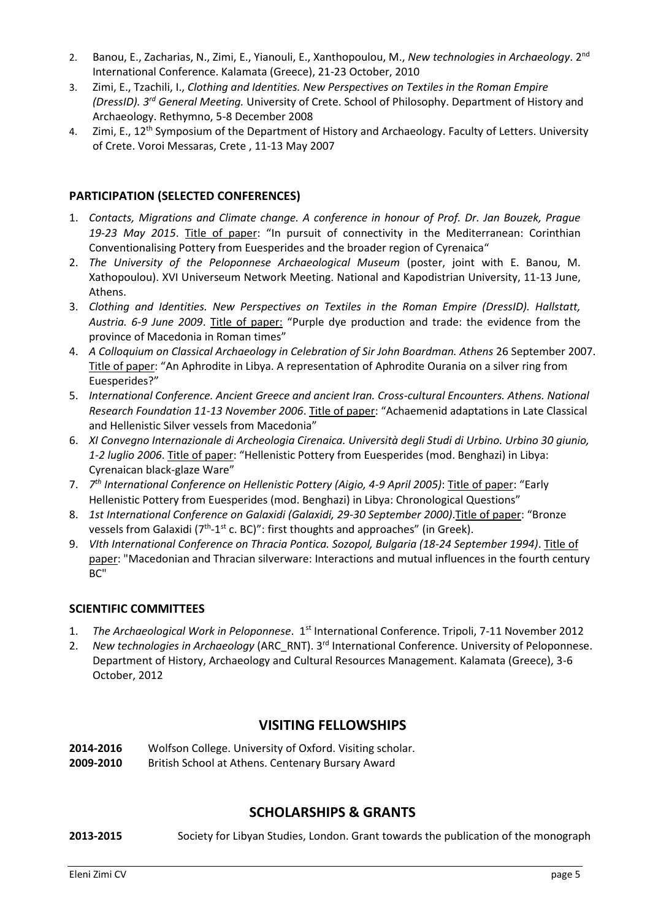2. Banou, E., Zacharias, N., Zimi, E., Yianouli, E., Xanthopoulou, M., *New technologies in Archaeology*. 2nd International Conference. Kalamata (Greece), 21-23 October, 2010
3. Zimi, E., Tzachili, I., *Clothing and Identities. New Perspectives on Textiles in the Roman Empire (DressID). 3rd General Meeting.* University of Crete. School of Philosophy. Department of History and Archaeology. Rethymno, 5-8 December 2008
4. Zimi, E., 12th Symposium of the Department of History and Archaeology. Faculty of Letters. University of Crete. Voroi Messaras, Crete , 11-13 May 2007

### PARTICIPATION (SELECTED CONFERENCES)

1. *Contacts, Migrations and Climate change. A conference in honour of Prof. Dr. Jan Bouzek, Prague 19-23 May 2015*. Title of paper: "In pursuit of connectivity in the Mediterranean: Corinthian Conventionalising Pottery from Euesperides and the broader region of Cyrenaica"
2. *The University of the Peloponnese Archaeological Museum* (poster, joint with E. Banou, M. Xathopoulou). XVI Universeum Network Meeting. National and Kapodistrian University, 11-13 June, Athens.
3. *Clothing and Identities. New Perspectives on Textiles in the Roman Empire (DressID). Hallstatt, Austria. 6-9 June 2009*. Title of paper: "Purple dye production and trade: the evidence from the province of Macedonia in Roman times"
4. *A Colloquium on Classical Archaeology in Celebration of Sir John Boardman. Athens* 26 September 2007. Title of paper: "An Aphrodite in Libya. A representation of Aphrodite Ourania on a silver ring from Euesperides?"
5. *International Conference. Ancient Greece and ancient Iran. Cross-cultural Encounters. Athens. National Research Foundation 11-13 November 2006*. Title of paper: "Achaemenid adaptations in Late Classical and Hellenistic Silver vessels from Macedonia"
6. *XI Convegno Internazionale di Archeologia Cirenaica. Università degli Studi di Urbino. Urbino 30 giunio, 1-2 luglio 2006*. Title of paper: "Hellenistic Pottery from Euesperides (mod. Benghazi) in Libya: Cyrenaican black-glaze Ware"
7. *7th International Conference on Hellenistic Pottery (Aigio, 4-9 April 2005)*: Title of paper: "Early Hellenistic Pottery from Euesperides (mod. Benghazi) in Libya: Chronological Questions"
8. *1st International Conference on Galaxidi (Galaxidi, 29-30 September 2000)*.Title of paper: "Bronze vessels from Galaxidi (7th-1st c. BC)": first thoughts and approaches" (in Greek).
9. *VIth International Conference on Thracia Pontica. Sozopol, Bulgaria (18-24 September 1994)*. Title of paper: "Macedonian and Thracian silverware: Interactions and mutual influences in the fourth century BC"

### SCIENTIFIC COMMITTEES

1. *The Archaeological Work in Peloponnese*. 1st International Conference. Tripoli, 7-11 November 2012
2. *New technologies in Archaeology* (ARC_RNT). 3rd International Conference. University of Peloponnese. Department of History, Archaeology and Cultural Resources Management. Kalamata (Greece), 3-6 October, 2012

## VISITING FELLOWSHIPS

**2014-2016** Wolfson College. University of Oxford. Visiting scholar.
**2009-2010** British School at Athens. Centenary Bursary Award

## SCHOLARSHIPS & GRANTS

**2013-2015** Society for Libyan Studies, London. Grant towards the publication of the monograph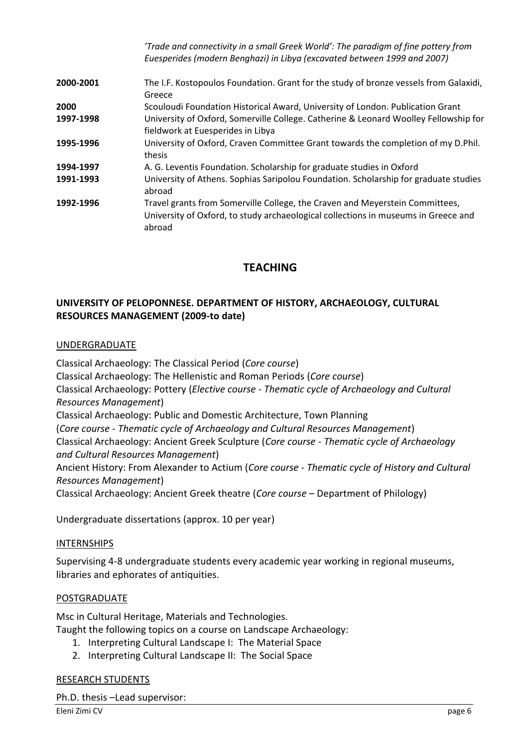*'Trade and connectivity in a small Greek World': The paradigm of fine pottery from Euesperides (modern Benghazi) in Libya (excavated between 1999 and 2007)*

| | |
|---|---|
| **2000-2001** | The I.F. Kostopoulos Foundation. Grant for the study of bronze vessels from Galaxidi, Greece |
| **2000** | Scouloudi Foundation Historical Award, University of London. Publication Grant |
| **1997-1998** | University of Oxford, Somerville College. Catherine & Leonard Woolley Fellowship for fieldwork at Euesperides in Libya |
| **1995-1996** | University of Oxford, Craven Committee Grant towards the completion of my D.Phil. thesis |
| **1994-1997** | A. G. Leventis Foundation. Scholarship for graduate studies in Oxford |
| **1991-1993** | University of Athens. Sophias Saripolou Foundation. Scholarship for graduate studies abroad |
| **1992-1996** | Travel grants from Somerville College, the Craven and Meyerstein Committees, University of Oxford, to study archaeological collections in museums in Greece and abroad |

# TEACHING

### UNIVERSITY OF PELOPONNESE. DEPARTMENT OF HISTORY, ARCHAEOLOGY, CULTURAL RESOURCES MANAGEMENT (2009-to date)

UNDERGRADUATE

Classical Archaeology: The Classical Period (*Core course*)
Classical Archaeology: The Hellenistic and Roman Periods (*Core course*)
Classical Archaeology: Pottery (*Elective course - Thematic cycle of Archaeology and Cultural Resources Management*)
Classical Archaeology: Public and Domestic Architecture, Town Planning
(*Core course - Thematic cycle of Archaeology and Cultural Resources Management*)
Classical Archaeology: Ancient Greek Sculpture (*Core course - Thematic cycle of Archaeology and Cultural Resources Management*)
Ancient History: From Alexander to Actium (*Core course - Thematic cycle of History and Cultural Resources Management*)
Classical Archaeology: Ancient Greek theatre (*Core course* – Department of Philology)

Undergraduate dissertations (approx. 10 per year)

INTERNSHIPS

Supervising 4-8 undergraduate students every academic year working in regional museums, libraries and ephorates of antiquities.

POSTGRADUATE

Msc in Cultural Heritage, Materials and Technologies.
Taught the following topics on a course on Landscape Archaeology:

1. Interpreting Cultural Landscape I: The Material Space
2. Interpreting Cultural Landscape II: The Social Space

RESEARCH STUDENTS

Ph.D. thesis –Lead supervisor: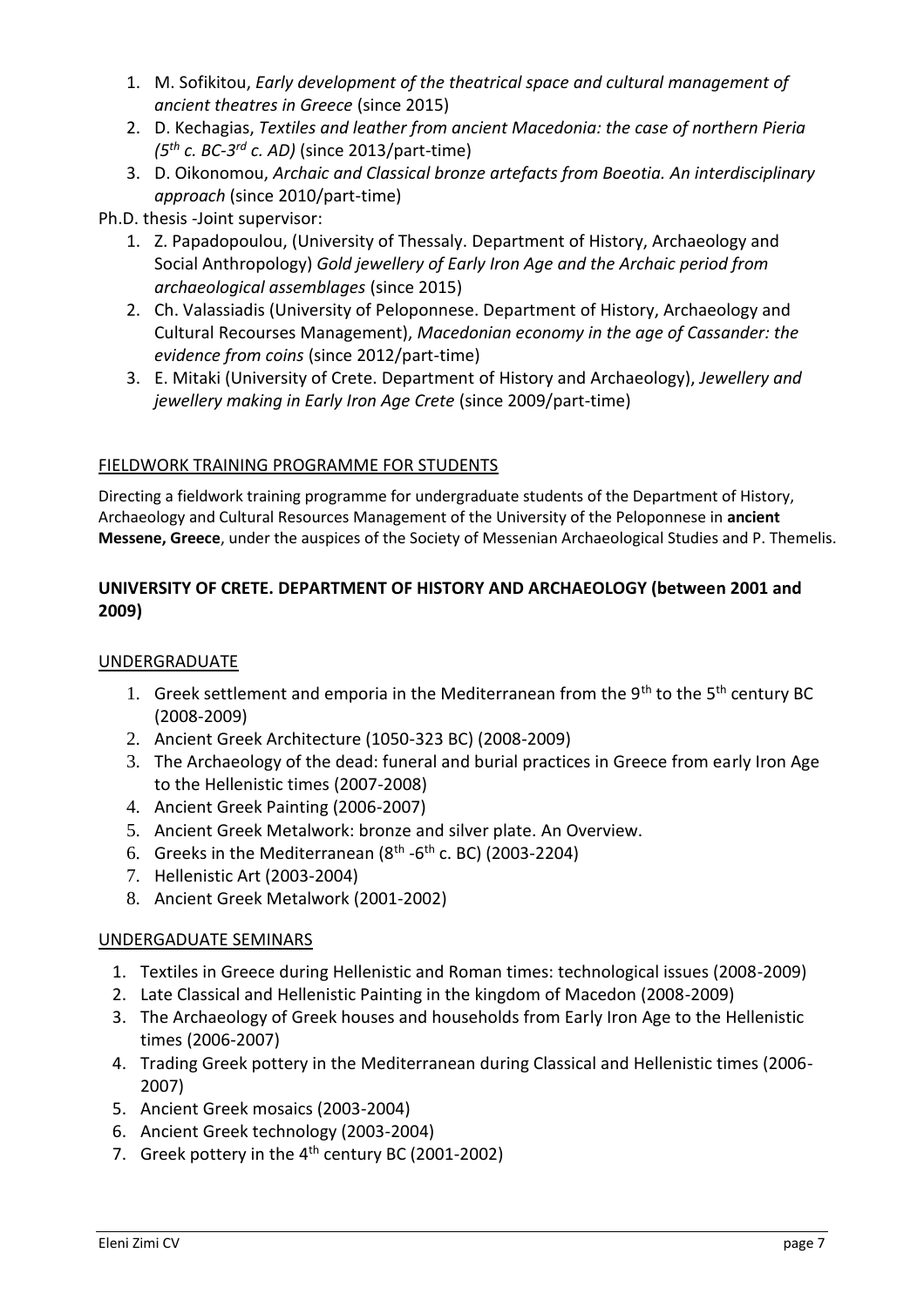1. M. Sofikitou, *Early development of the theatrical space and cultural management of ancient theatres in Greece* (since 2015)
2. D. Kechagias, *Textiles and leather from ancient Macedonia: the case of northern Pieria (5th c. BC-3rd c. AD)* (since 2013/part-time)
3. D. Oikonomou, *Archaic and Classical bronze artefacts from Boeotia. An interdisciplinary approach* (since 2010/part-time)

Ph.D. thesis -Joint supervisor:

1. Z. Papadopoulou, (University of Thessaly. Department of History, Archaeology and Social Anthropology) *Gold jewellery of Early Iron Age and the Archaic period from archaeological assemblages* (since 2015)
2. Ch. Valassiadis (University of Peloponnese. Department of History, Archaeology and Cultural Recourses Management), *Macedonian economy in the age of Cassander: the evidence from coins* (since 2012/part-time)
3. E. Mitaki (University of Crete. Department of History and Archaeology), *Jewellery and jewellery making in Early Iron Age Crete* (since 2009/part-time)

FIELDWORK TRAINING PROGRAMME FOR STUDENTS

Directing a fieldwork training programme for undergraduate students of the Department of History, Archaeology and Cultural Resources Management of the University of the Peloponnese in **ancient Messene, Greece**, under the auspices of the Society of Messenian Archaeological Studies and P. Themelis.

## UNIVERSITY OF CRETE. DEPARTMENT OF HISTORY AND ARCHAEOLOGY (between 2001 and 2009)

UNDERGRADUATE

1. Greek settlement and emporia in the Mediterranean from the 9th to the 5th century BC (2008-2009)
2. Ancient Greek Architecture (1050-323 BC) (2008-2009)
3. The Archaeology of the dead: funeral and burial practices in Greece from early Iron Age to the Hellenistic times (2007-2008)
4. Ancient Greek Painting (2006-2007)
5. Ancient Greek Metalwork: bronze and silver plate. An Overview.
6. Greeks in the Mediterranean (8th -6th c. BC) (2003-2204)
7. Hellenistic Art (2003-2004)
8. Ancient Greek Metalwork (2001-2002)

UNDERGADUATE SEMINARS

1. Textiles in Greece during Hellenistic and Roman times: technological issues (2008-2009)
2. Late Classical and Hellenistic Painting in the kingdom of Macedon (2008-2009)
3. The Archaeology of Greek houses and households from Early Iron Age to the Hellenistic times (2006-2007)
4. Trading Greek pottery in the Mediterranean during Classical and Hellenistic times (2006-2007)
5. Ancient Greek mosaics (2003-2004)
6. Ancient Greek technology (2003-2004)
7. Greek pottery in the 4th century BC (2001-2002)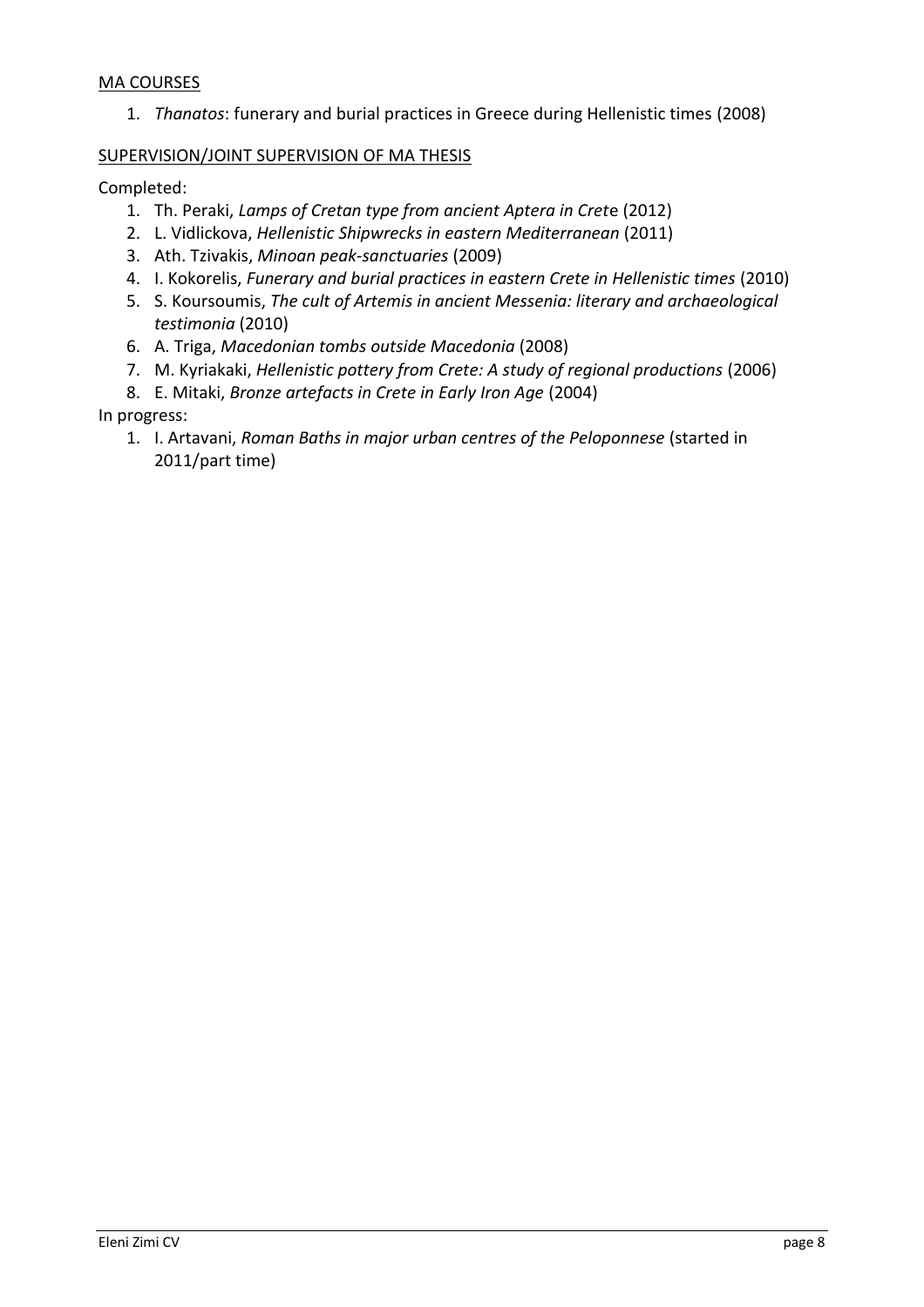MA COURSES

1. *Thanatos*: funerary and burial practices in Greece during Hellenistic times (2008)

SUPERVISION/JOINT SUPERVISION OF MA THESIS

Completed:

1. Th. Peraki, *Lamps of Cretan type from ancient Aptera in Cret*e (2012)
2. L. Vidlickova, *Hellenistic Shipwrecks in eastern Mediterranean* (2011)
3. Ath. Tzivakis, *Minoan peak-sanctuaries* (2009)
4. I. Kokorelis, *Funerary and burial practices in eastern Crete in Hellenistic times* (2010)
5. S. Koursoumis, *The cult of Artemis in ancient Messenia: literary and archaeological testimonia* (2010)
6. A. Triga, *Macedonian tombs outside Macedonia* (2008)
7. M. Kyriakaki, *Hellenistic pottery from Crete: A study of regional productions* (2006)
8. E. Mitaki, *Bronze artefacts in Crete in Early Iron Age* (2004)

In progress:

1. I. Artavani, *Roman Baths in major urban centres of the Peloponnese* (started in 2011/part time)